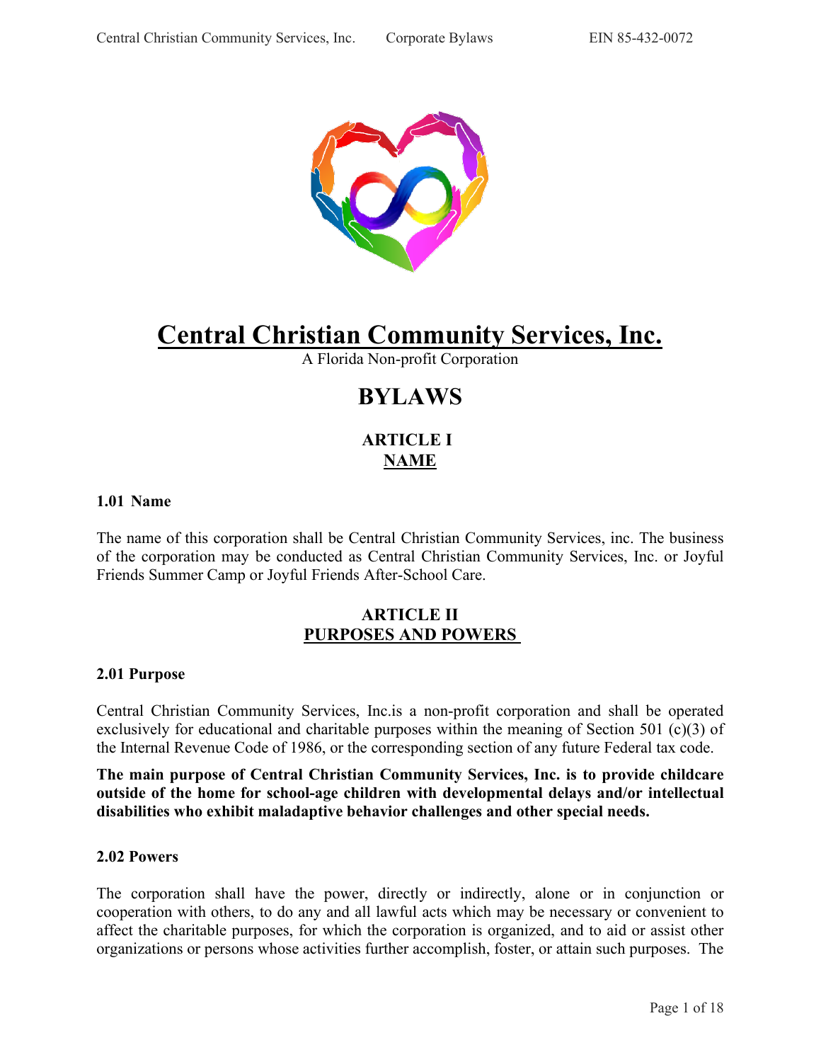# Central Christian Community Services, Inc.

A Florida Non-profit Corporation

# BYLAWS

## ARTICLE I
## NAME

### 1.01 Name

The name of this corporation shall be Central Christian Community Services, inc. The business of the corporation may be conducted as Central Christian Community Services, Inc. or Joyful Friends Summer Camp or Joyful Friends After-School Care.

## ARTICLE II
## PURPOSES AND POWERS

### 2.01 Purpose

Central Christian Community Services, Inc.is a non-profit corporation and shall be operated exclusively for educational and charitable purposes within the meaning of Section 501 (c)(3) of the Internal Revenue Code of 1986, or the corresponding section of any future Federal tax code.

**The main purpose of Central Christian Community Services, Inc. is to provide childcare outside of the home for school-age children with developmental delays and/or intellectual disabilities who exhibit maladaptive behavior challenges and other special needs.**

### 2.02 Powers

The corporation shall have the power, directly or indirectly, alone or in conjunction or cooperation with others, to do any and all lawful acts which may be necessary or convenient to affect the charitable purposes, for which the corporation is organized, and to aid or assist other organizations or persons whose activities further accomplish, foster, or attain such purposes. The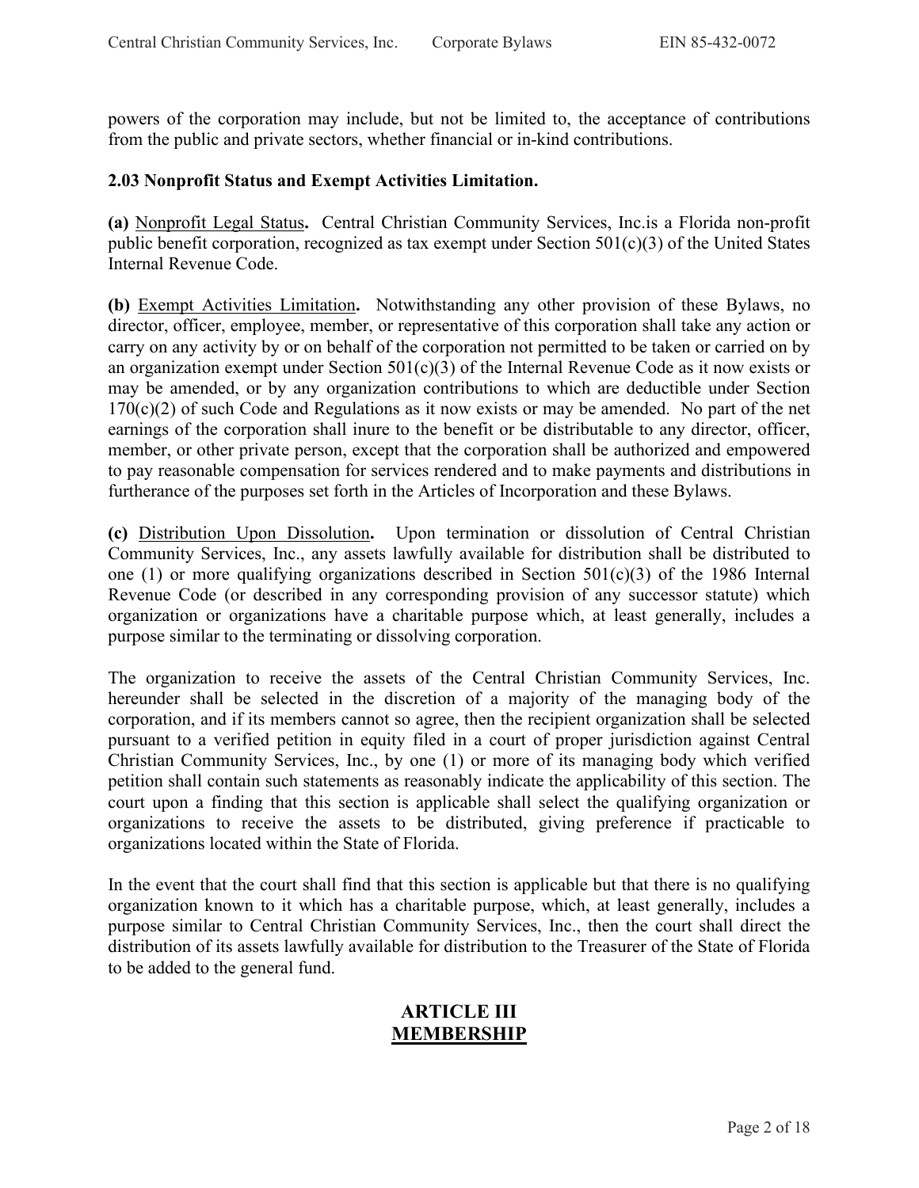powers of the corporation may include, but not be limited to, the acceptance of contributions from the public and private sectors, whether financial or in-kind contributions.

**2.03 Nonprofit Status and Exempt Activities Limitation.**

**(a)** Nonprofit Legal Status**.** Central Christian Community Services, Inc.is a Florida non-profit public benefit corporation, recognized as tax exempt under Section 501(c)(3) of the United States Internal Revenue Code.

**(b)** Exempt Activities Limitation**.** Notwithstanding any other provision of these Bylaws, no director, officer, employee, member, or representative of this corporation shall take any action or carry on any activity by or on behalf of the corporation not permitted to be taken or carried on by an organization exempt under Section 501(c)(3) of the Internal Revenue Code as it now exists or may be amended, or by any organization contributions to which are deductible under Section 170(c)(2) of such Code and Regulations as it now exists or may be amended. No part of the net earnings of the corporation shall inure to the benefit or be distributable to any director, officer, member, or other private person, except that the corporation shall be authorized and empowered to pay reasonable compensation for services rendered and to make payments and distributions in furtherance of the purposes set forth in the Articles of Incorporation and these Bylaws.

**(c)** Distribution Upon Dissolution**.** Upon termination or dissolution of Central Christian Community Services, Inc., any assets lawfully available for distribution shall be distributed to one (1) or more qualifying organizations described in Section 501(c)(3) of the 1986 Internal Revenue Code (or described in any corresponding provision of any successor statute) which organization or organizations have a charitable purpose which, at least generally, includes a purpose similar to the terminating or dissolving corporation.

The organization to receive the assets of the Central Christian Community Services, Inc. hereunder shall be selected in the discretion of a majority of the managing body of the corporation, and if its members cannot so agree, then the recipient organization shall be selected pursuant to a verified petition in equity filed in a court of proper jurisdiction against Central Christian Community Services, Inc., by one (1) or more of its managing body which verified petition shall contain such statements as reasonably indicate the applicability of this section. The court upon a finding that this section is applicable shall select the qualifying organization or organizations to receive the assets to be distributed, giving preference if practicable to organizations located within the State of Florida.

In the event that the court shall find that this section is applicable but that there is no qualifying organization known to it which has a charitable purpose, which, at least generally, includes a purpose similar to Central Christian Community Services, Inc., then the court shall direct the distribution of its assets lawfully available for distribution to the Treasurer of the State of Florida to be added to the general fund.

## ARTICLE III
## MEMBERSHIP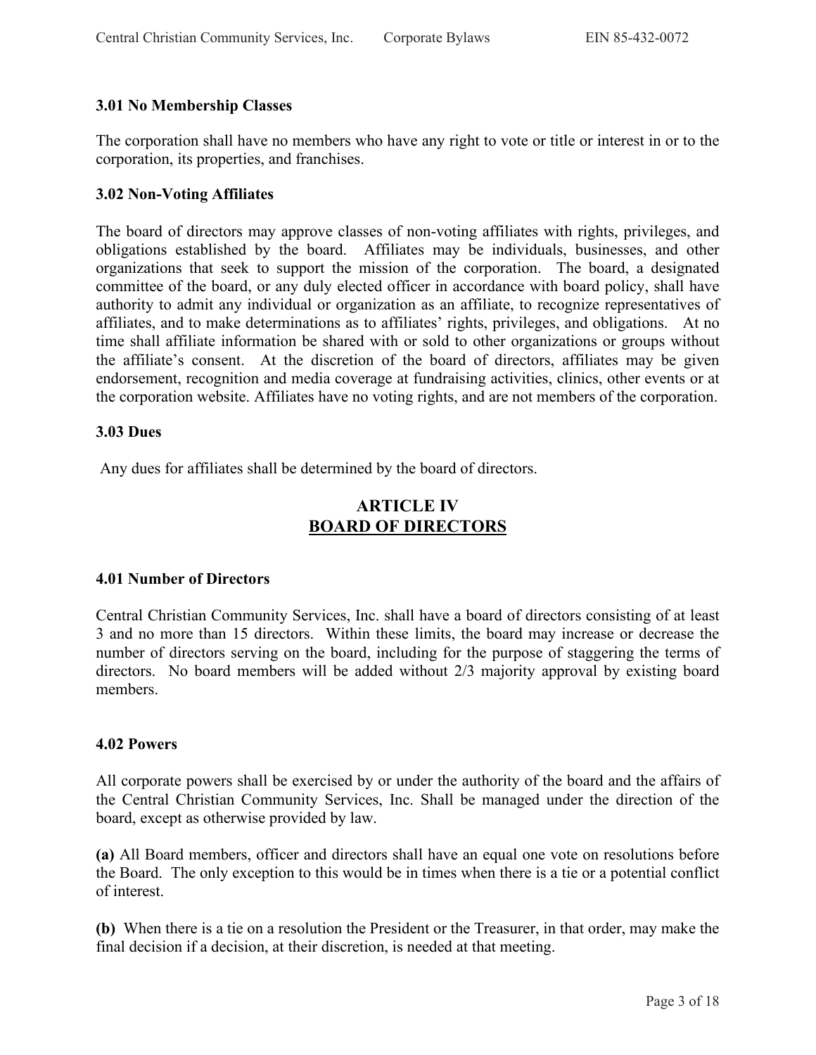### 3.01 No Membership Classes

The corporation shall have no members who have any right to vote or title or interest in or to the corporation, its properties, and franchises.

### 3.02 Non-Voting Affiliates

The board of directors may approve classes of non-voting affiliates with rights, privileges, and obligations established by the board. Affiliates may be individuals, businesses, and other organizations that seek to support the mission of the corporation. The board, a designated committee of the board, or any duly elected officer in accordance with board policy, shall have authority to admit any individual or organization as an affiliate, to recognize representatives of affiliates, and to make determinations as to affiliates' rights, privileges, and obligations. At no time shall affiliate information be shared with or sold to other organizations or groups without the affiliate's consent. At the discretion of the board of directors, affiliates may be given endorsement, recognition and media coverage at fundraising activities, clinics, other events or at the corporation website. Affiliates have no voting rights, and are not members of the corporation.

### 3.03 Dues

Any dues for affiliates shall be determined by the board of directors.

## ARTICLE IV
## BOARD OF DIRECTORS

### 4.01 Number of Directors

Central Christian Community Services, Inc. shall have a board of directors consisting of at least 3 and no more than 15 directors. Within these limits, the board may increase or decrease the number of directors serving on the board, including for the purpose of staggering the terms of directors. No board members will be added without 2/3 majority approval by existing board members.

### 4.02 Powers

All corporate powers shall be exercised by or under the authority of the board and the affairs of the Central Christian Community Services, Inc. Shall be managed under the direction of the board, except as otherwise provided by law.

**(a)** All Board members, officer and directors shall have an equal one vote on resolutions before the Board. The only exception to this would be in times when there is a tie or a potential conflict of interest.

**(b)** When there is a tie on a resolution the President or the Treasurer, in that order, may make the final decision if a decision, at their discretion, is needed at that meeting.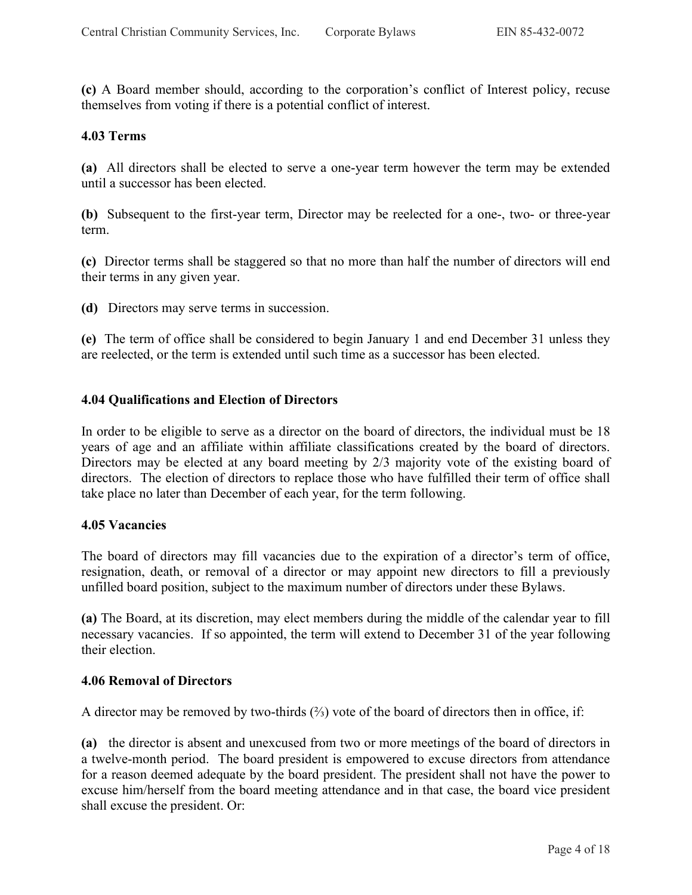**(c)** A Board member should, according to the corporation's conflict of Interest policy, recuse themselves from voting if there is a potential conflict of interest.

### 4.03 Terms

**(a)** All directors shall be elected to serve a one-year term however the term may be extended until a successor has been elected.

**(b)** Subsequent to the first-year term, Director may be reelected for a one-, two- or three-year term.

**(c)** Director terms shall be staggered so that no more than half the number of directors will end their terms in any given year.

**(d)** Directors may serve terms in succession.

**(e)** The term of office shall be considered to begin January 1 and end December 31 unless they are reelected, or the term is extended until such time as a successor has been elected.

### 4.04 Qualifications and Election of Directors

In order to be eligible to serve as a director on the board of directors, the individual must be 18 years of age and an affiliate within affiliate classifications created by the board of directors. Directors may be elected at any board meeting by 2/3 majority vote of the existing board of directors. The election of directors to replace those who have fulfilled their term of office shall take place no later than December of each year, for the term following.

### 4.05 Vacancies

The board of directors may fill vacancies due to the expiration of a director's term of office, resignation, death, or removal of a director or may appoint new directors to fill a previously unfilled board position, subject to the maximum number of directors under these Bylaws.

**(a)** The Board, at its discretion, may elect members during the middle of the calendar year to fill necessary vacancies. If so appointed, the term will extend to December 31 of the year following their election.

### 4.06 Removal of Directors

A director may be removed by two-thirds (⅔) vote of the board of directors then in office, if:

**(a)** the director is absent and unexcused from two or more meetings of the board of directors in a twelve-month period. The board president is empowered to excuse directors from attendance for a reason deemed adequate by the board president. The president shall not have the power to excuse him/herself from the board meeting attendance and in that case, the board vice president shall excuse the president. Or: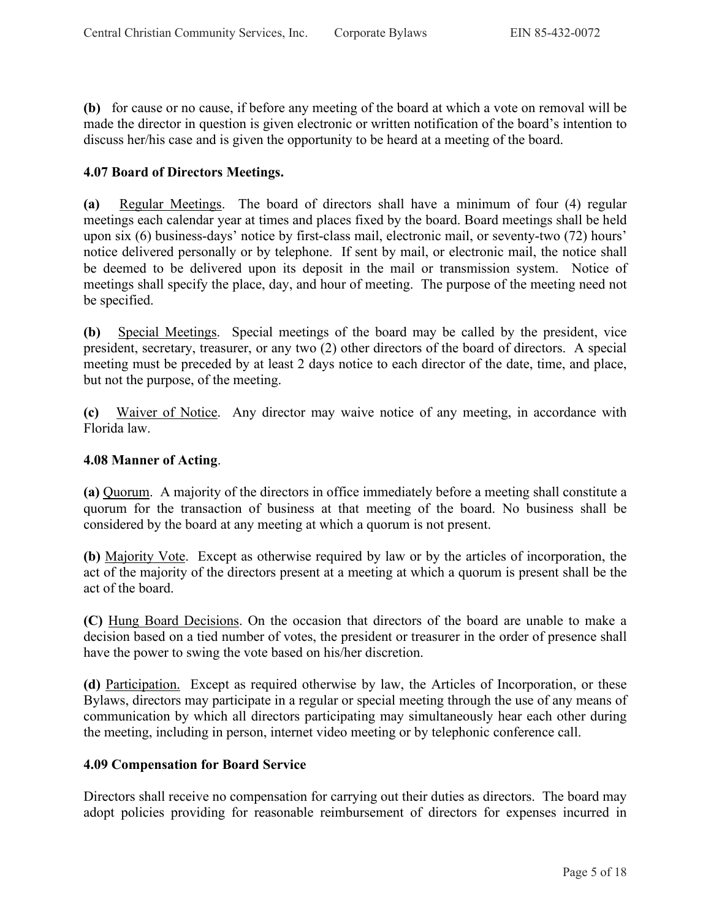**(b)** for cause or no cause, if before any meeting of the board at which a vote on removal will be made the director in question is given electronic or written notification of the board's intention to discuss her/his case and is given the opportunity to be heard at a meeting of the board.

**4.07 Board of Directors Meetings.**

**(a)** Regular Meetings. The board of directors shall have a minimum of four (4) regular meetings each calendar year at times and places fixed by the board. Board meetings shall be held upon six (6) business-days' notice by first-class mail, electronic mail, or seventy-two (72) hours' notice delivered personally or by telephone. If sent by mail, or electronic mail, the notice shall be deemed to be delivered upon its deposit in the mail or transmission system. Notice of meetings shall specify the place, day, and hour of meeting. The purpose of the meeting need not be specified.

**(b)** Special Meetings. Special meetings of the board may be called by the president, vice president, secretary, treasurer, or any two (2) other directors of the board of directors. A special meeting must be preceded by at least 2 days notice to each director of the date, time, and place, but not the purpose, of the meeting.

**(c)** Waiver of Notice. Any director may waive notice of any meeting, in accordance with Florida law.

**4.08 Manner of Acting**.

**(a)** Quorum. A majority of the directors in office immediately before a meeting shall constitute a quorum for the transaction of business at that meeting of the board. No business shall be considered by the board at any meeting at which a quorum is not present.

**(b)** Majority Vote. Except as otherwise required by law or by the articles of incorporation, the act of the majority of the directors present at a meeting at which a quorum is present shall be the act of the board.

**(C)** Hung Board Decisions. On the occasion that directors of the board are unable to make a decision based on a tied number of votes, the president or treasurer in the order of presence shall have the power to swing the vote based on his/her discretion.

**(d)** Participation. Except as required otherwise by law, the Articles of Incorporation, or these Bylaws, directors may participate in a regular or special meeting through the use of any means of communication by which all directors participating may simultaneously hear each other during the meeting, including in person, internet video meeting or by telephonic conference call.

**4.09 Compensation for Board Service**

Directors shall receive no compensation for carrying out their duties as directors. The board may adopt policies providing for reasonable reimbursement of directors for expenses incurred in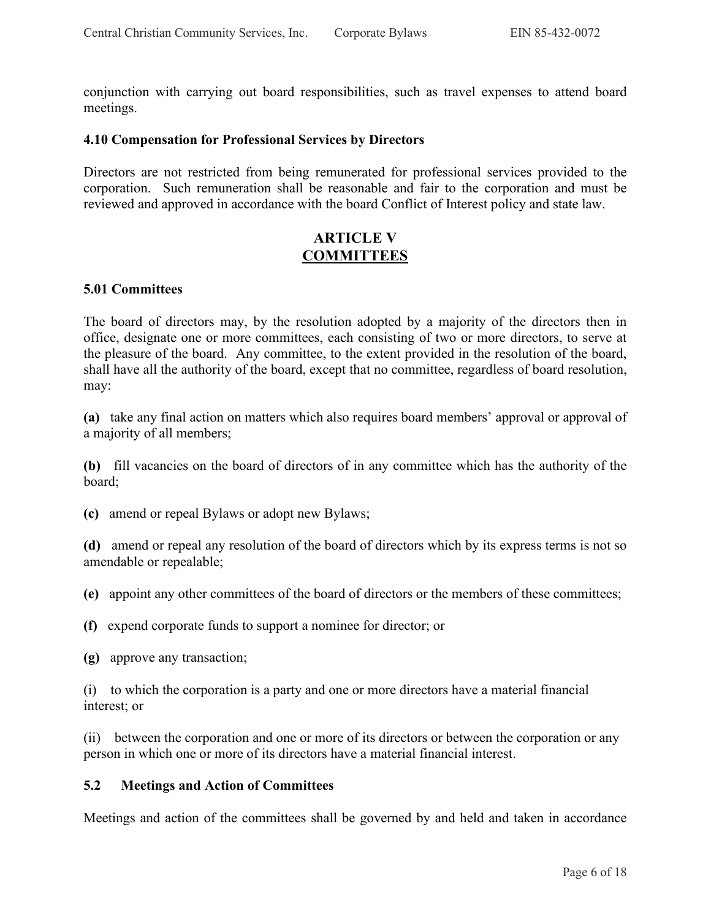conjunction with carrying out board responsibilities, such as travel expenses to attend board meetings.

### 4.10 Compensation for Professional Services by Directors

Directors are not restricted from being remunerated for professional services provided to the corporation. Such remuneration shall be reasonable and fair to the corporation and must be reviewed and approved in accordance with the board Conflict of Interest policy and state law.

## ARTICLE V
## COMMITTEES

### 5.01 Committees

The board of directors may, by the resolution adopted by a majority of the directors then in office, designate one or more committees, each consisting of two or more directors, to serve at the pleasure of the board. Any committee, to the extent provided in the resolution of the board, shall have all the authority of the board, except that no committee, regardless of board resolution, may:

**(a)** take any final action on matters which also requires board members' approval or approval of a majority of all members;

**(b)** fill vacancies on the board of directors of in any committee which has the authority of the board;

**(c)** amend or repeal Bylaws or adopt new Bylaws;

**(d)** amend or repeal any resolution of the board of directors which by its express terms is not so amendable or repealable;

**(e)** appoint any other committees of the board of directors or the members of these committees;

**(f)** expend corporate funds to support a nominee for director; or

**(g)** approve any transaction;

(i) to which the corporation is a party and one or more directors have a material financial interest; or

(ii) between the corporation and one or more of its directors or between the corporation or any person in which one or more of its directors have a material financial interest.

### 5.2 Meetings and Action of Committees

Meetings and action of the committees shall be governed by and held and taken in accordance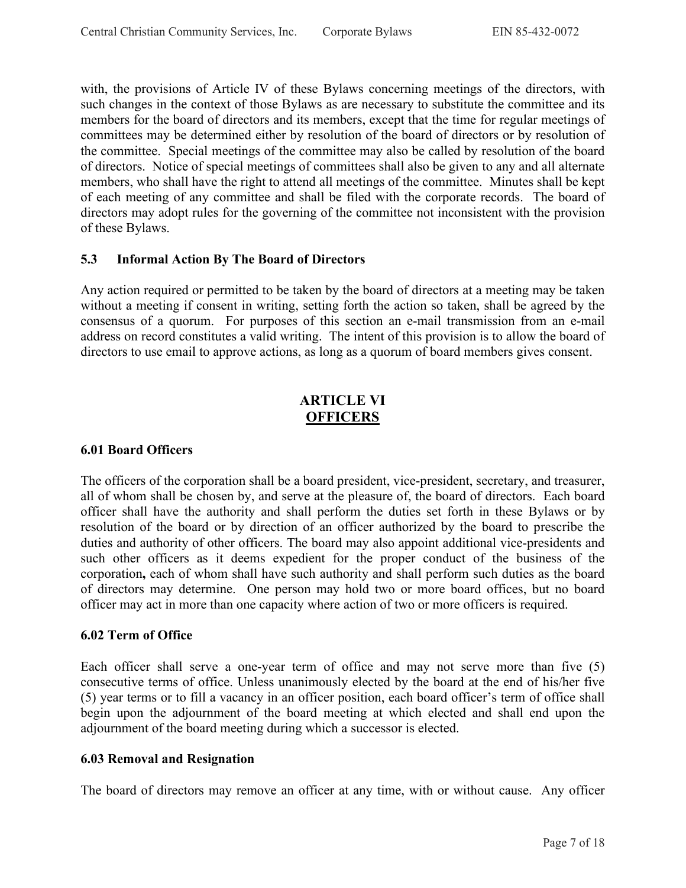with, the provisions of Article IV of these Bylaws concerning meetings of the directors, with such changes in the context of those Bylaws as are necessary to substitute the committee and its members for the board of directors and its members, except that the time for regular meetings of committees may be determined either by resolution of the board of directors or by resolution of the committee. Special meetings of the committee may also be called by resolution of the board of directors. Notice of special meetings of committees shall also be given to any and all alternate members, who shall have the right to attend all meetings of the committee. Minutes shall be kept of each meeting of any committee and shall be filed with the corporate records. The board of directors may adopt rules for the governing of the committee not inconsistent with the provision of these Bylaws.

### 5.3 Informal Action By The Board of Directors

Any action required or permitted to be taken by the board of directors at a meeting may be taken without a meeting if consent in writing, setting forth the action so taken, shall be agreed by the consensus of a quorum. For purposes of this section an e-mail transmission from an e-mail address on record constitutes a valid writing. The intent of this provision is to allow the board of directors to use email to approve actions, as long as a quorum of board members gives consent.

## ARTICLE VI
## OFFICERS

### 6.01 Board Officers

The officers of the corporation shall be a board president, vice-president, secretary, and treasurer, all of whom shall be chosen by, and serve at the pleasure of, the board of directors. Each board officer shall have the authority and shall perform the duties set forth in these Bylaws or by resolution of the board or by direction of an officer authorized by the board to prescribe the duties and authority of other officers. The board may also appoint additional vice-presidents and such other officers as it deems expedient for the proper conduct of the business of the corporation**,** each of whom shall have such authority and shall perform such duties as the board of directors may determine. One person may hold two or more board offices, but no board officer may act in more than one capacity where action of two or more officers is required.

### 6.02 Term of Office

Each officer shall serve a one-year term of office and may not serve more than five (5) consecutive terms of office. Unless unanimously elected by the board at the end of his/her five (5) year terms or to fill a vacancy in an officer position, each board officer's term of office shall begin upon the adjournment of the board meeting at which elected and shall end upon the adjournment of the board meeting during which a successor is elected.

### 6.03 Removal and Resignation

The board of directors may remove an officer at any time, with or without cause. Any officer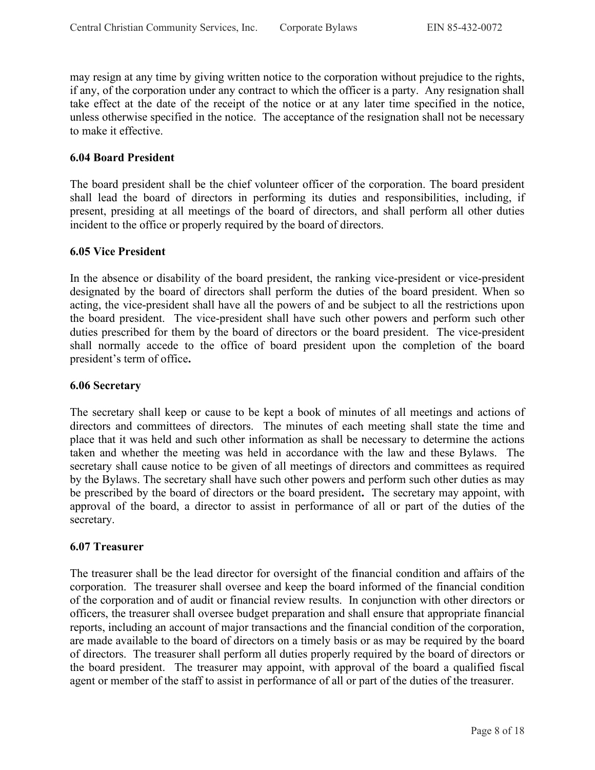may resign at any time by giving written notice to the corporation without prejudice to the rights, if any, of the corporation under any contract to which the officer is a party. Any resignation shall take effect at the date of the receipt of the notice or at any later time specified in the notice, unless otherwise specified in the notice. The acceptance of the resignation shall not be necessary to make it effective.

### 6.04 Board President

The board president shall be the chief volunteer officer of the corporation. The board president shall lead the board of directors in performing its duties and responsibilities, including, if present, presiding at all meetings of the board of directors, and shall perform all other duties incident to the office or properly required by the board of directors.

### 6.05 Vice President

In the absence or disability of the board president, the ranking vice-president or vice-president designated by the board of directors shall perform the duties of the board president. When so acting, the vice-president shall have all the powers of and be subject to all the restrictions upon the board president. The vice-president shall have such other powers and perform such other duties prescribed for them by the board of directors or the board president. The vice-president shall normally accede to the office of board president upon the completion of the board president's term of office.

### 6.06 Secretary

The secretary shall keep or cause to be kept a book of minutes of all meetings and actions of directors and committees of directors. The minutes of each meeting shall state the time and place that it was held and such other information as shall be necessary to determine the actions taken and whether the meeting was held in accordance with the law and these Bylaws. The secretary shall cause notice to be given of all meetings of directors and committees as required by the Bylaws. The secretary shall have such other powers and perform such other duties as may be prescribed by the board of directors or the board president. The secretary may appoint, with approval of the board, a director to assist in performance of all or part of the duties of the secretary.

### 6.07 Treasurer

The treasurer shall be the lead director for oversight of the financial condition and affairs of the corporation. The treasurer shall oversee and keep the board informed of the financial condition of the corporation and of audit or financial review results. In conjunction with other directors or officers, the treasurer shall oversee budget preparation and shall ensure that appropriate financial reports, including an account of major transactions and the financial condition of the corporation, are made available to the board of directors on a timely basis or as may be required by the board of directors. The treasurer shall perform all duties properly required by the board of directors or the board president. The treasurer may appoint, with approval of the board a qualified fiscal agent or member of the staff to assist in performance of all or part of the duties of the treasurer.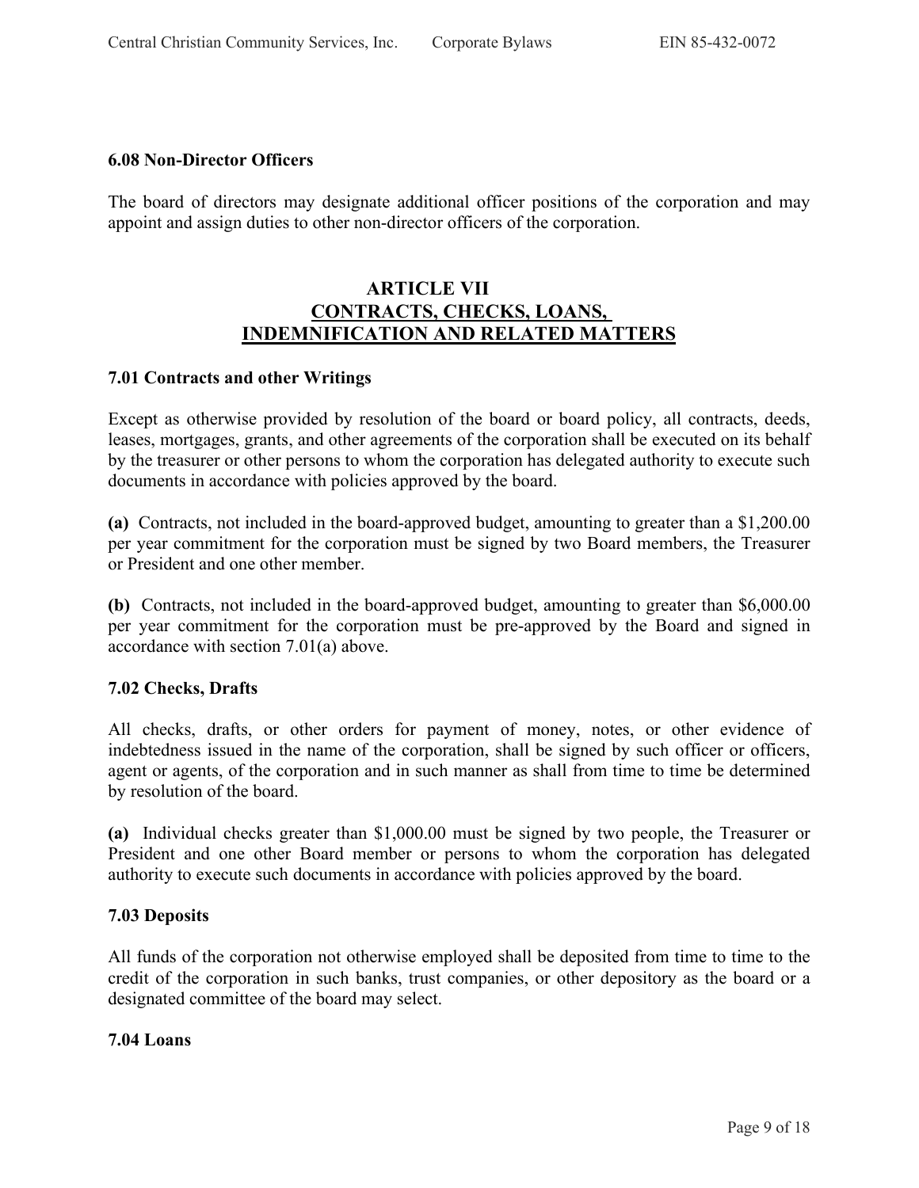#### 6.08 Non-Director Officers

The board of directors may designate additional officer positions of the corporation and may appoint and assign duties to other non-director officers of the corporation.

## ARTICLE VII
## CONTRACTS, CHECKS, LOANS, INDEMNIFICATION AND RELATED MATTERS

#### 7.01 Contracts and other Writings

Except as otherwise provided by resolution of the board or board policy, all contracts, deeds, leases, mortgages, grants, and other agreements of the corporation shall be executed on its behalf by the treasurer or other persons to whom the corporation has delegated authority to execute such documents in accordance with policies approved by the board.

**(a)** Contracts, not included in the board-approved budget, amounting to greater than a $1,200.00 per year commitment for the corporation must be signed by two Board members, the Treasurer or President and one other member.

**(b)** Contracts, not included in the board-approved budget, amounting to greater than $6,000.00 per year commitment for the corporation must be pre-approved by the Board and signed in accordance with section 7.01(a) above.

#### 7.02 Checks, Drafts

All checks, drafts, or other orders for payment of money, notes, or other evidence of indebtedness issued in the name of the corporation, shall be signed by such officer or officers, agent or agents, of the corporation and in such manner as shall from time to time be determined by resolution of the board.

**(a)** Individual checks greater than $1,000.00 must be signed by two people, the Treasurer or President and one other Board member or persons to whom the corporation has delegated authority to execute such documents in accordance with policies approved by the board.

#### 7.03 Deposits

All funds of the corporation not otherwise employed shall be deposited from time to time to the credit of the corporation in such banks, trust companies, or other depository as the board or a designated committee of the board may select.

#### 7.04 Loans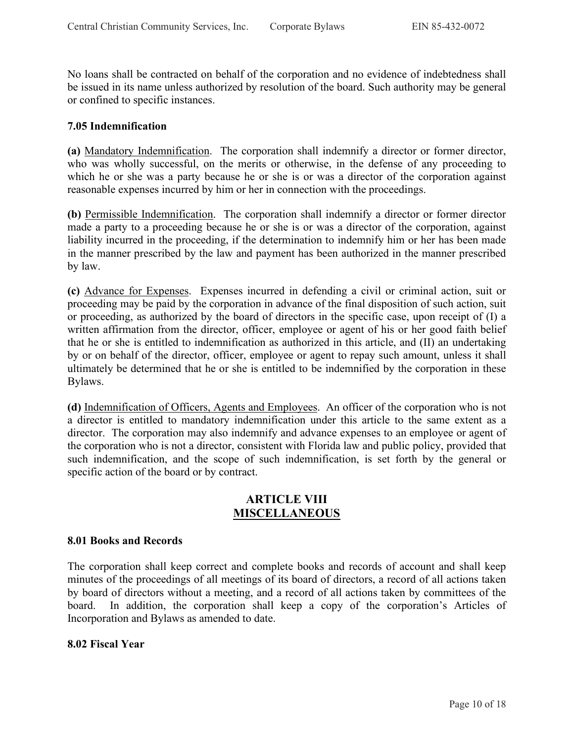No loans shall be contracted on behalf of the corporation and no evidence of indebtedness shall be issued in its name unless authorized by resolution of the board. Such authority may be general or confined to specific instances.

**7.05 Indemnification**

**(a)** Mandatory Indemnification. The corporation shall indemnify a director or former director, who was wholly successful, on the merits or otherwise, in the defense of any proceeding to which he or she was a party because he or she is or was a director of the corporation against reasonable expenses incurred by him or her in connection with the proceedings.

**(b)** Permissible Indemnification. The corporation shall indemnify a director or former director made a party to a proceeding because he or she is or was a director of the corporation, against liability incurred in the proceeding, if the determination to indemnify him or her has been made in the manner prescribed by the law and payment has been authorized in the manner prescribed by law.

**(c)** Advance for Expenses. Expenses incurred in defending a civil or criminal action, suit or proceeding may be paid by the corporation in advance of the final disposition of such action, suit or proceeding, as authorized by the board of directors in the specific case, upon receipt of (I) a written affirmation from the director, officer, employee or agent of his or her good faith belief that he or she is entitled to indemnification as authorized in this article, and (II) an undertaking by or on behalf of the director, officer, employee or agent to repay such amount, unless it shall ultimately be determined that he or she is entitled to be indemnified by the corporation in these Bylaws.

**(d)** Indemnification of Officers, Agents and Employees. An officer of the corporation who is not a director is entitled to mandatory indemnification under this article to the same extent as a director. The corporation may also indemnify and advance expenses to an employee or agent of the corporation who is not a director, consistent with Florida law and public policy, provided that such indemnification, and the scope of such indemnification, is set forth by the general or specific action of the board or by contract.

## ARTICLE VIII
## MISCELLANEOUS

**8.01 Books and Records**

The corporation shall keep correct and complete books and records of account and shall keep minutes of the proceedings of all meetings of its board of directors, a record of all actions taken by board of directors without a meeting, and a record of all actions taken by committees of the board. In addition, the corporation shall keep a copy of the corporation's Articles of Incorporation and Bylaws as amended to date.

**8.02 Fiscal Year**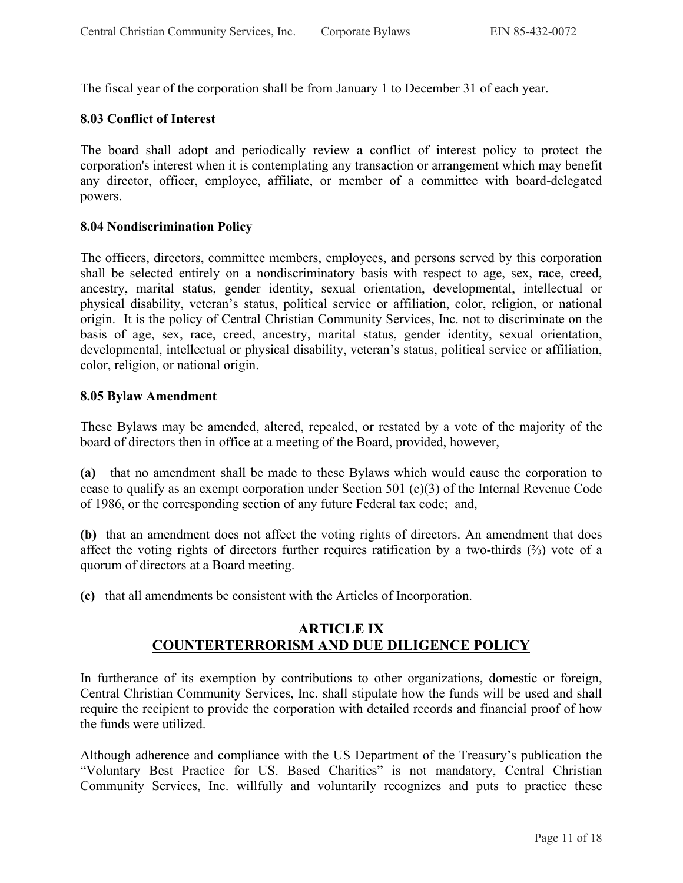The fiscal year of the corporation shall be from January 1 to December 31 of each year.

**8.03 Conflict of Interest**

The board shall adopt and periodically review a conflict of interest policy to protect the corporation's interest when it is contemplating any transaction or arrangement which may benefit any director, officer, employee, affiliate, or member of a committee with board-delegated powers.

**8.04 Nondiscrimination Policy**

The officers, directors, committee members, employees, and persons served by this corporation shall be selected entirely on a nondiscriminatory basis with respect to age, sex, race, creed, ancestry, marital status, gender identity, sexual orientation, developmental, intellectual or physical disability, veteran's status, political service or affiliation, color, religion, or national origin. It is the policy of Central Christian Community Services, Inc. not to discriminate on the basis of age, sex, race, creed, ancestry, marital status, gender identity, sexual orientation, developmental, intellectual or physical disability, veteran's status, political service or affiliation, color, religion, or national origin.

**8.05 Bylaw Amendment**

These Bylaws may be amended, altered, repealed, or restated by a vote of the majority of the board of directors then in office at a meeting of the Board, provided, however,

**(a)** that no amendment shall be made to these Bylaws which would cause the corporation to cease to qualify as an exempt corporation under Section 501 (c)(3) of the Internal Revenue Code of 1986, or the corresponding section of any future Federal tax code; and,

**(b)** that an amendment does not affect the voting rights of directors. An amendment that does affect the voting rights of directors further requires ratification by a two-thirds (⅔) vote of a quorum of directors at a Board meeting.

**(c)** that all amendments be consistent with the Articles of Incorporation.

## ARTICLE IX
## COUNTERTERRORISM AND DUE DILIGENCE POLICY

In furtherance of its exemption by contributions to other organizations, domestic or foreign, Central Christian Community Services, Inc. shall stipulate how the funds will be used and shall require the recipient to provide the corporation with detailed records and financial proof of how the funds were utilized.

Although adherence and compliance with the US Department of the Treasury's publication the "Voluntary Best Practice for US. Based Charities" is not mandatory, Central Christian Community Services, Inc. willfully and voluntarily recognizes and puts to practice these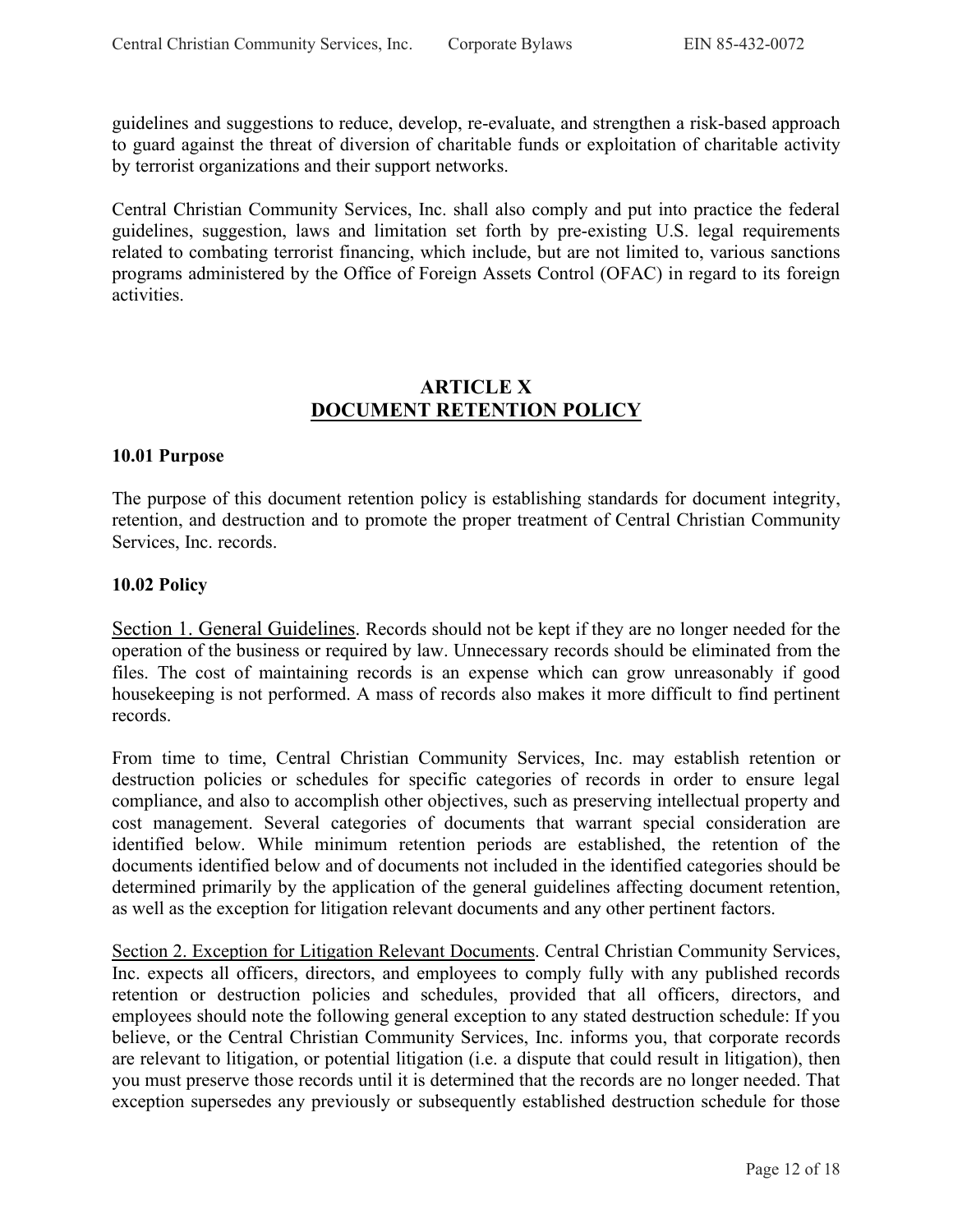guidelines and suggestions to reduce, develop, re-evaluate, and strengthen a risk-based approach to guard against the threat of diversion of charitable funds or exploitation of charitable activity by terrorist organizations and their support networks.

Central Christian Community Services, Inc. shall also comply and put into practice the federal guidelines, suggestion, laws and limitation set forth by pre-existing U.S. legal requirements related to combating terrorist financing, which include, but are not limited to, various sanctions programs administered by the Office of Foreign Assets Control (OFAC) in regard to its foreign activities.

## ARTICLE X
## DOCUMENT RETENTION POLICY

**10.01 Purpose**

The purpose of this document retention policy is establishing standards for document integrity, retention, and destruction and to promote the proper treatment of Central Christian Community Services, Inc. records.

**10.02 Policy**

Section 1. General Guidelines. Records should not be kept if they are no longer needed for the operation of the business or required by law. Unnecessary records should be eliminated from the files. The cost of maintaining records is an expense which can grow unreasonably if good housekeeping is not performed. A mass of records also makes it more difficult to find pertinent records.

From time to time, Central Christian Community Services, Inc. may establish retention or destruction policies or schedules for specific categories of records in order to ensure legal compliance, and also to accomplish other objectives, such as preserving intellectual property and cost management. Several categories of documents that warrant special consideration are identified below. While minimum retention periods are established, the retention of the documents identified below and of documents not included in the identified categories should be determined primarily by the application of the general guidelines affecting document retention, as well as the exception for litigation relevant documents and any other pertinent factors.

Section 2. Exception for Litigation Relevant Documents. Central Christian Community Services, Inc. expects all officers, directors, and employees to comply fully with any published records retention or destruction policies and schedules, provided that all officers, directors, and employees should note the following general exception to any stated destruction schedule: If you believe, or the Central Christian Community Services, Inc. informs you, that corporate records are relevant to litigation, or potential litigation (i.e. a dispute that could result in litigation), then you must preserve those records until it is determined that the records are no longer needed. That exception supersedes any previously or subsequently established destruction schedule for those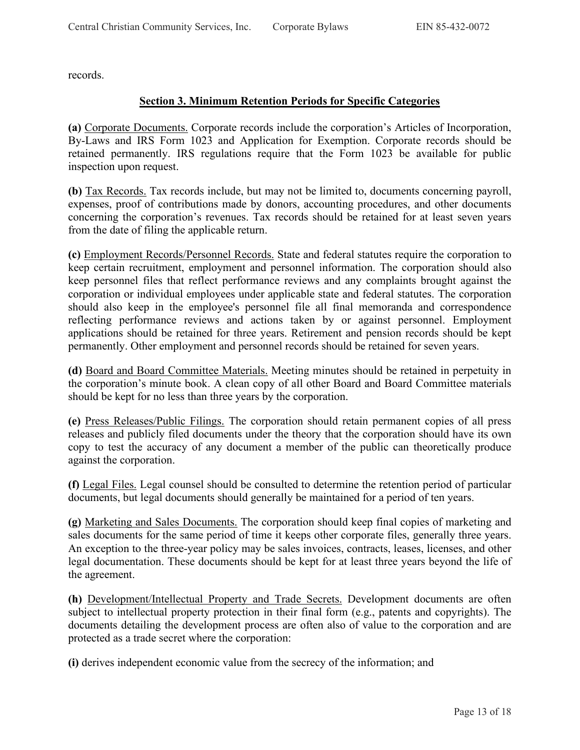records.

### Section 3. Minimum Retention Periods for Specific Categories

**(a)** <u>Corporate Documents.</u> Corporate records include the corporation's Articles of Incorporation, By-Laws and IRS Form 1023 and Application for Exemption. Corporate records should be retained permanently. IRS regulations require that the Form 1023 be available for public inspection upon request.

**(b)** <u>Tax Records.</u> Tax records include, but may not be limited to, documents concerning payroll, expenses, proof of contributions made by donors, accounting procedures, and other documents concerning the corporation's revenues. Tax records should be retained for at least seven years from the date of filing the applicable return.

**(c)** <u>Employment Records/Personnel Records.</u> State and federal statutes require the corporation to keep certain recruitment, employment and personnel information. The corporation should also keep personnel files that reflect performance reviews and any complaints brought against the corporation or individual employees under applicable state and federal statutes. The corporation should also keep in the employee's personnel file all final memoranda and correspondence reflecting performance reviews and actions taken by or against personnel. Employment applications should be retained for three years. Retirement and pension records should be kept permanently. Other employment and personnel records should be retained for seven years.

**(d)** <u>Board and Board Committee Materials.</u> Meeting minutes should be retained in perpetuity in the corporation's minute book. A clean copy of all other Board and Board Committee materials should be kept for no less than three years by the corporation.

**(e)** <u>Press Releases/Public Filings.</u> The corporation should retain permanent copies of all press releases and publicly filed documents under the theory that the corporation should have its own copy to test the accuracy of any document a member of the public can theoretically produce against the corporation.

**(f)** <u>Legal Files.</u> Legal counsel should be consulted to determine the retention period of particular documents, but legal documents should generally be maintained for a period of ten years.

**(g)** <u>Marketing and Sales Documents.</u> The corporation should keep final copies of marketing and sales documents for the same period of time it keeps other corporate files, generally three years. An exception to the three-year policy may be sales invoices, contracts, leases, licenses, and other legal documentation. These documents should be kept for at least three years beyond the life of the agreement.

**(h)** <u>Development/Intellectual Property and Trade Secrets.</u> Development documents are often subject to intellectual property protection in their final form (e.g., patents and copyrights). The documents detailing the development process are often also of value to the corporation and are protected as a trade secret where the corporation:

**(i)** derives independent economic value from the secrecy of the information; and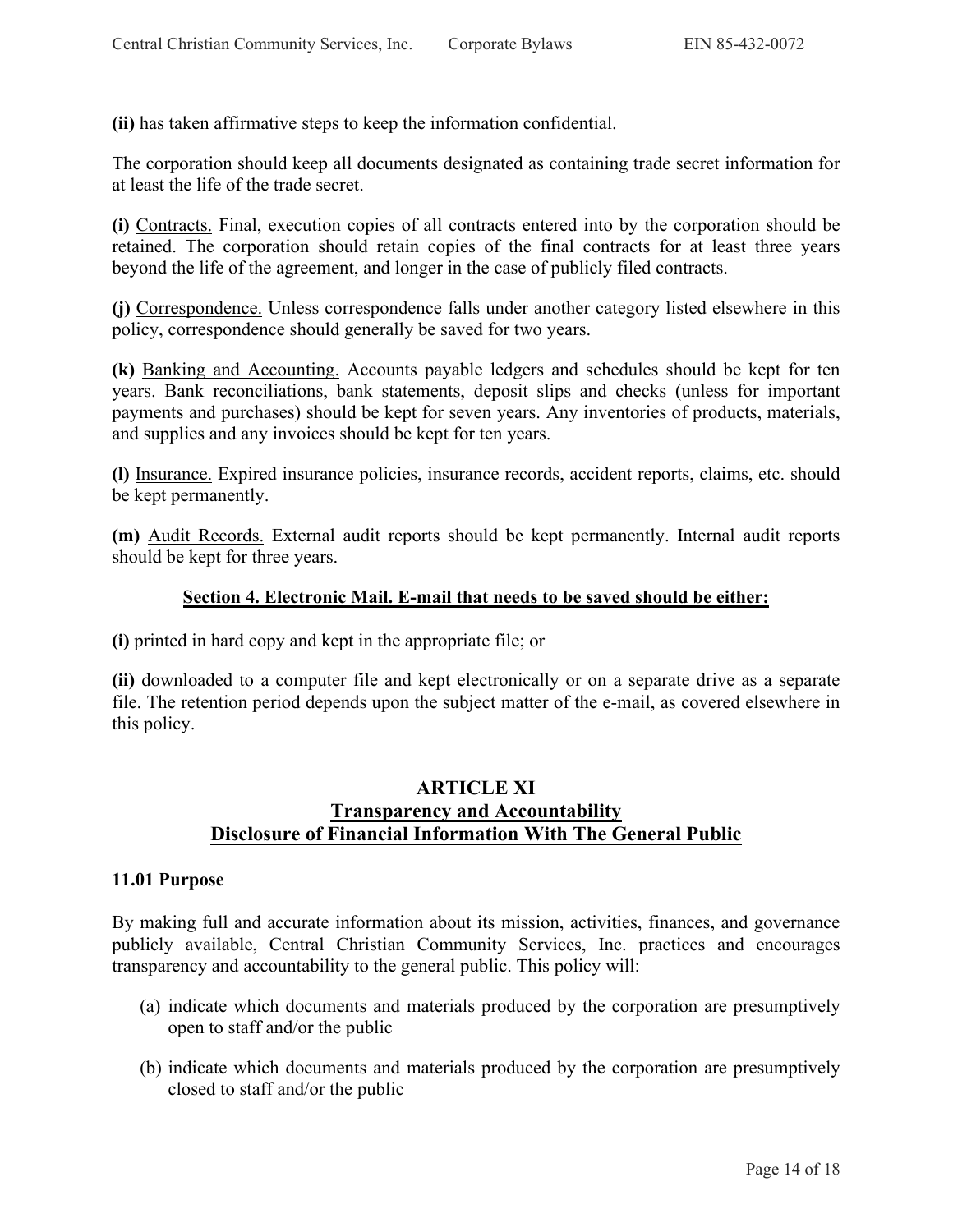**(ii)** has taken affirmative steps to keep the information confidential.

The corporation should keep all documents designated as containing trade secret information for at least the life of the trade secret.

**(i)** Contracts. Final, execution copies of all contracts entered into by the corporation should be retained. The corporation should retain copies of the final contracts for at least three years beyond the life of the agreement, and longer in the case of publicly filed contracts.

**(j)** Correspondence. Unless correspondence falls under another category listed elsewhere in this policy, correspondence should generally be saved for two years.

**(k)** Banking and Accounting. Accounts payable ledgers and schedules should be kept for ten years. Bank reconciliations, bank statements, deposit slips and checks (unless for important payments and purchases) should be kept for seven years. Any inventories of products, materials, and supplies and any invoices should be kept for ten years.

**(l)** Insurance. Expired insurance policies, insurance records, accident reports, claims, etc. should be kept permanently.

**(m)** Audit Records. External audit reports should be kept permanently. Internal audit reports should be kept for three years.

**Section 4. Electronic Mail. E-mail that needs to be saved should be either:**

**(i)** printed in hard copy and kept in the appropriate file; or

**(ii)** downloaded to a computer file and kept electronically or on a separate drive as a separate file. The retention period depends upon the subject matter of the e-mail, as covered elsewhere in this policy.

## ARTICLE XI
## Transparency and Accountability
## Disclosure of Financial Information With The General Public

### 11.01 Purpose

By making full and accurate information about its mission, activities, finances, and governance publicly available, Central Christian Community Services, Inc. practices and encourages transparency and accountability to the general public. This policy will:

(a) indicate which documents and materials produced by the corporation are presumptively open to staff and/or the public

(b) indicate which documents and materials produced by the corporation are presumptively closed to staff and/or the public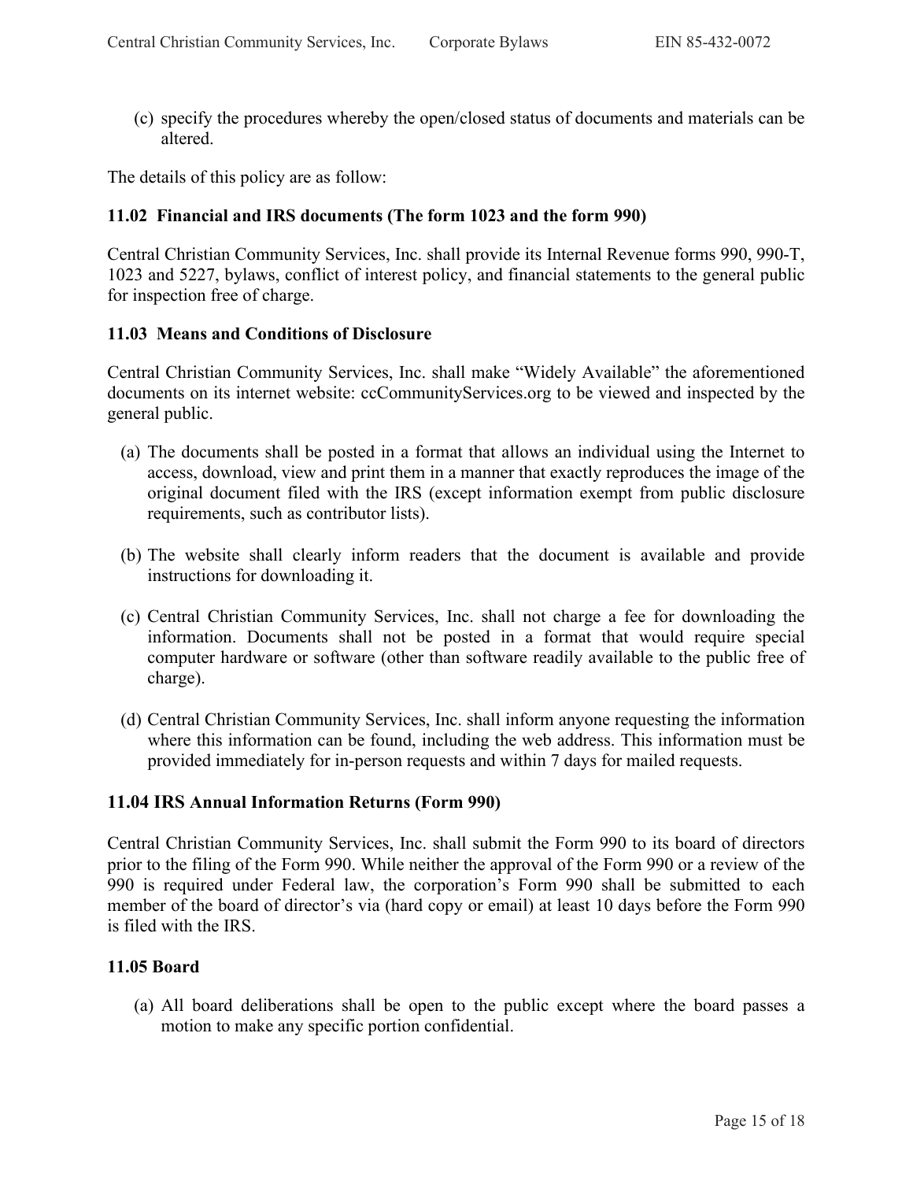(c) specify the procedures whereby the open/closed status of documents and materials can be altered.

The details of this policy are as follow:

### 11.02 Financial and IRS documents (The form 1023 and the form 990)

Central Christian Community Services, Inc. shall provide its Internal Revenue forms 990, 990-T, 1023 and 5227, bylaws, conflict of interest policy, and financial statements to the general public for inspection free of charge.

### 11.03 Means and Conditions of Disclosure

Central Christian Community Services, Inc. shall make "Widely Available" the aforementioned documents on its internet website: ccCommunityServices.org to be viewed and inspected by the general public.

(a) The documents shall be posted in a format that allows an individual using the Internet to access, download, view and print them in a manner that exactly reproduces the image of the original document filed with the IRS (except information exempt from public disclosure requirements, such as contributor lists).

(b) The website shall clearly inform readers that the document is available and provide instructions for downloading it.

(c) Central Christian Community Services, Inc. shall not charge a fee for downloading the information. Documents shall not be posted in a format that would require special computer hardware or software (other than software readily available to the public free of charge).

(d) Central Christian Community Services, Inc. shall inform anyone requesting the information where this information can be found, including the web address. This information must be provided immediately for in-person requests and within 7 days for mailed requests.

### 11.04 IRS Annual Information Returns (Form 990)

Central Christian Community Services, Inc. shall submit the Form 990 to its board of directors prior to the filing of the Form 990. While neither the approval of the Form 990 or a review of the 990 is required under Federal law, the corporation's Form 990 shall be submitted to each member of the board of director's via (hard copy or email) at least 10 days before the Form 990 is filed with the IRS.

### 11.05 Board

(a) All board deliberations shall be open to the public except where the board passes a motion to make any specific portion confidential.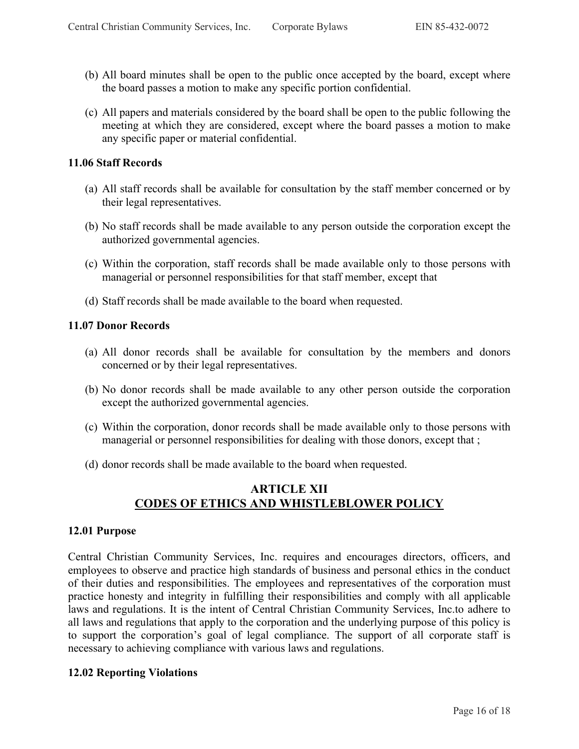(b) All board minutes shall be open to the public once accepted by the board, except where the board passes a motion to make any specific portion confidential.

(c) All papers and materials considered by the board shall be open to the public following the meeting at which they are considered, except where the board passes a motion to make any specific paper or material confidential.

**11.06 Staff Records**

(a) All staff records shall be available for consultation by the staff member concerned or by their legal representatives.

(b) No staff records shall be made available to any person outside the corporation except the authorized governmental agencies.

(c) Within the corporation, staff records shall be made available only to those persons with managerial or personnel responsibilities for that staff member, except that

(d) Staff records shall be made available to the board when requested.

**11.07 Donor Records**

(a) All donor records shall be available for consultation by the members and donors concerned or by their legal representatives.

(b) No donor records shall be made available to any other person outside the corporation except the authorized governmental agencies.

(c) Within the corporation, donor records shall be made available only to those persons with managerial or personnel responsibilities for dealing with those donors, except that ;

(d) donor records shall be made available to the board when requested.

## ARTICLE XII
## CODES OF ETHICS AND WHISTLEBLOWER POLICY

**12.01 Purpose**

Central Christian Community Services, Inc. requires and encourages directors, officers, and employees to observe and practice high standards of business and personal ethics in the conduct of their duties and responsibilities. The employees and representatives of the corporation must practice honesty and integrity in fulfilling their responsibilities and comply with all applicable laws and regulations. It is the intent of Central Christian Community Services, Inc.to adhere to all laws and regulations that apply to the corporation and the underlying purpose of this policy is to support the corporation's goal of legal compliance. The support of all corporate staff is necessary to achieving compliance with various laws and regulations.

**12.02 Reporting Violations**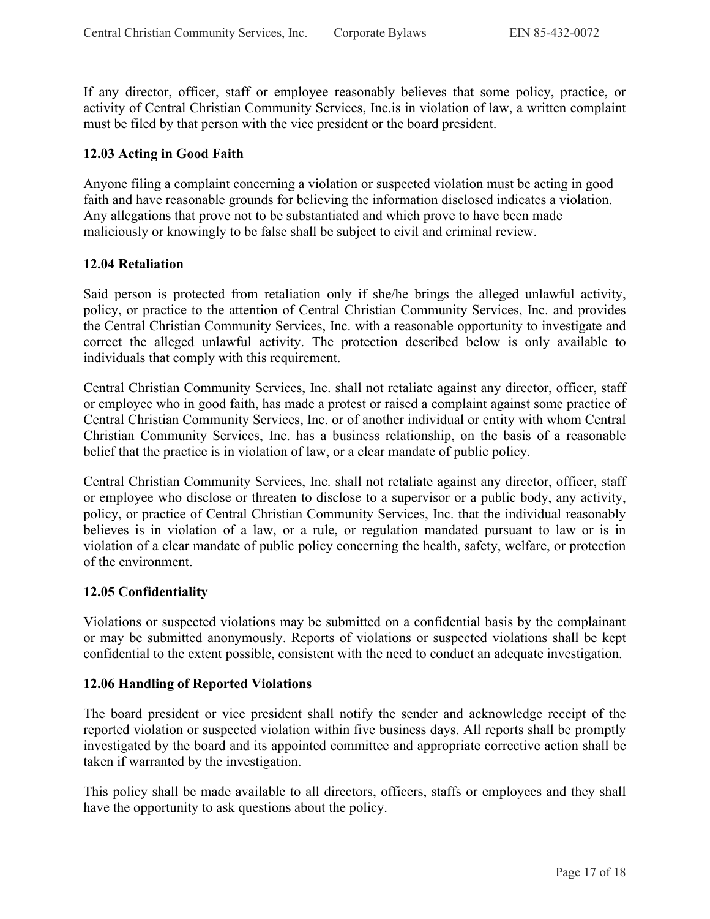If any director, officer, staff or employee reasonably believes that some policy, practice, or activity of Central Christian Community Services, Inc.is in violation of law, a written complaint must be filed by that person with the vice president or the board president.

### 12.03 Acting in Good Faith

Anyone filing a complaint concerning a violation or suspected violation must be acting in good faith and have reasonable grounds for believing the information disclosed indicates a violation. Any allegations that prove not to be substantiated and which prove to have been made maliciously or knowingly to be false shall be subject to civil and criminal review.

### 12.04 Retaliation

Said person is protected from retaliation only if she/he brings the alleged unlawful activity, policy, or practice to the attention of Central Christian Community Services, Inc. and provides the Central Christian Community Services, Inc. with a reasonable opportunity to investigate and correct the alleged unlawful activity. The protection described below is only available to individuals that comply with this requirement.

Central Christian Community Services, Inc. shall not retaliate against any director, officer, staff or employee who in good faith, has made a protest or raised a complaint against some practice of Central Christian Community Services, Inc. or of another individual or entity with whom Central Christian Community Services, Inc. has a business relationship, on the basis of a reasonable belief that the practice is in violation of law, or a clear mandate of public policy.

Central Christian Community Services, Inc. shall not retaliate against any director, officer, staff or employee who disclose or threaten to disclose to a supervisor or a public body, any activity, policy, or practice of Central Christian Community Services, Inc. that the individual reasonably believes is in violation of a law, or a rule, or regulation mandated pursuant to law or is in violation of a clear mandate of public policy concerning the health, safety, welfare, or protection of the environment.

### 12.05 Confidentiality

Violations or suspected violations may be submitted on a confidential basis by the complainant or may be submitted anonymously. Reports of violations or suspected violations shall be kept confidential to the extent possible, consistent with the need to conduct an adequate investigation.

### 12.06 Handling of Reported Violations

The board president or vice president shall notify the sender and acknowledge receipt of the reported violation or suspected violation within five business days. All reports shall be promptly investigated by the board and its appointed committee and appropriate corrective action shall be taken if warranted by the investigation.

This policy shall be made available to all directors, officers, staffs or employees and they shall have the opportunity to ask questions about the policy.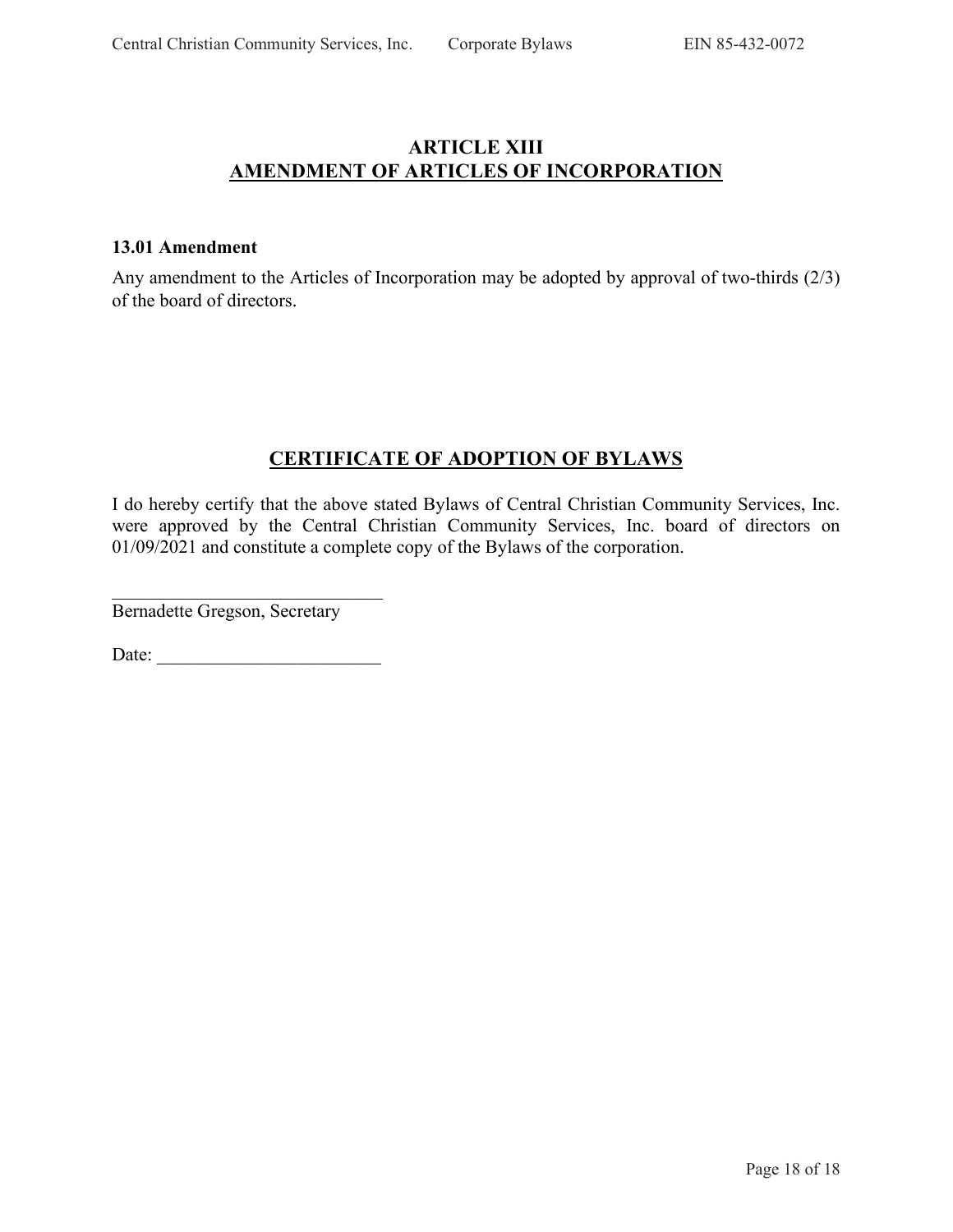# ARTICLE XIII
## AMENDMENT OF ARTICLES OF INCORPORATION

### 13.01 Amendment

Any amendment to the Articles of Incorporation may be adopted by approval of two-thirds (2/3) of the board of directors.

## CERTIFICATE OF ADOPTION OF BYLAWS

I do hereby certify that the above stated Bylaws of Central Christian Community Services, Inc. were approved by the Central Christian Community Services, Inc. board of directors on 01/09/2021 and constitute a complete copy of the Bylaws of the corporation.

______________________________
Bernadette Gregson, Secretary

Date: ________________________